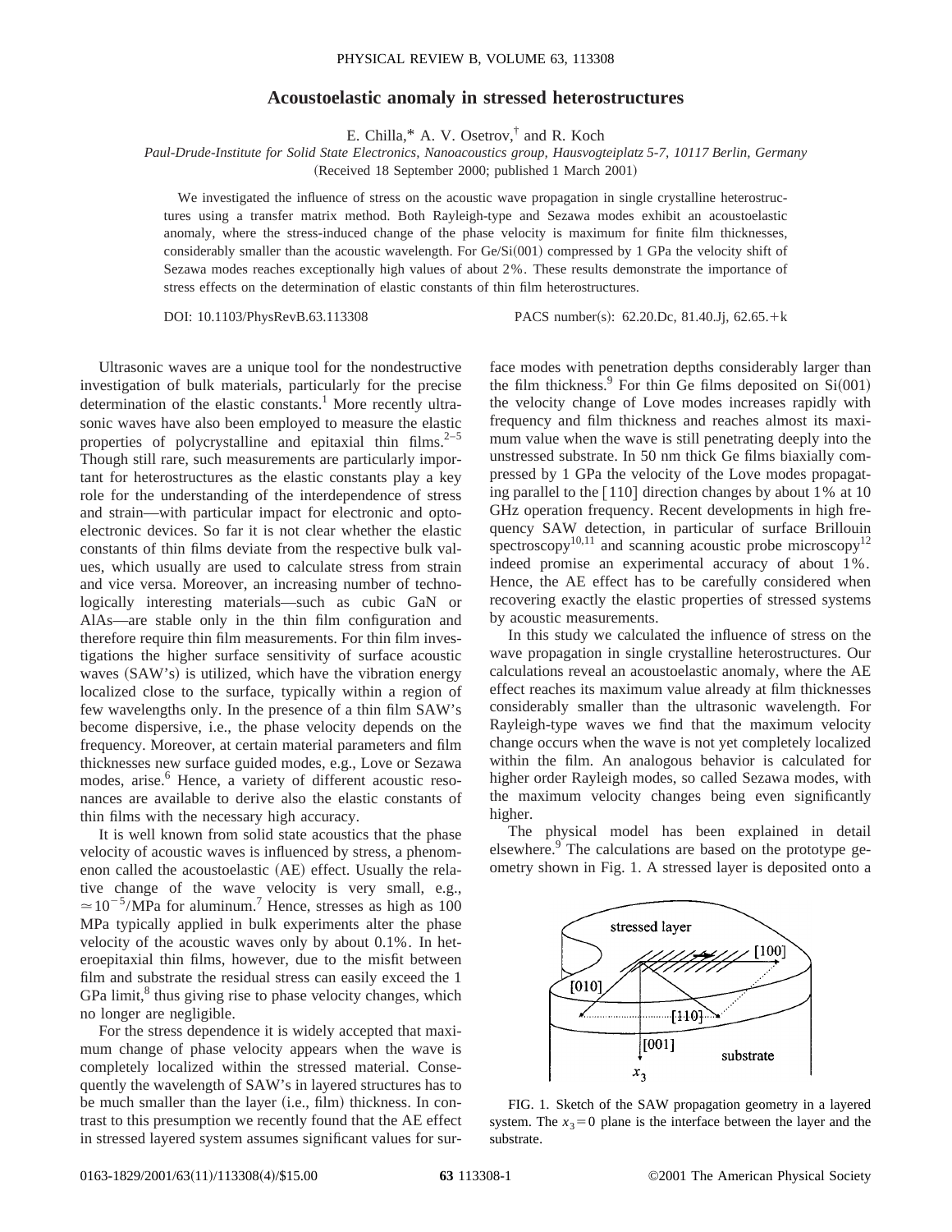# Acoustoelastic anomaly in stressed heterostructures

E. Chilla,* A. V. Osetrov,† and R. Koch

*Paul-Drude-Institute for Solid State Electronics, Nanoacoustics group, Hausvogteiplatz 5-7, 10117 Berlin, Germany*

(Received 18 September 2000; published 1 March 2001)

We investigated the influence of stress on the acoustic wave propagation in single crystalline heterostructures using a transfer matrix method. Both Rayleigh-type and Sezawa modes exhibit an acoustoelastic anomaly, where the stress-induced change of the phase velocity is maximum for finite film thicknesses, considerably smaller than the acoustic wavelength. For Ge/Si(001) compressed by 1 GPa the velocity shift of Sezawa modes reaches exceptionally high values of about 2%. These results demonstrate the importance of stress effects on the determination of elastic constants of thin film heterostructures.

DOI: 10.1103/PhysRevB.63.113308 PACS number(s): 62.20.Dc, 81.40.Jj, 62.65.+k

Ultrasonic waves are a unique tool for the nondestructive investigation of bulk materials, particularly for the precise determination of the elastic constants.[1] More recently ultrasonic waves have also been employed to measure the elastic properties of polycrystalline and epitaxial thin films.[2–5] Though still rare, such measurements are particularly important for heterostructures as the elastic constants play a key role for the understanding of the interdependence of stress and strain—with particular impact for electronic and optoelectronic devices. So far it is not clear whether the elastic constants of thin films deviate from the respective bulk values, which usually are used to calculate stress from strain and vice versa. Moreover, an increasing number of technologically interesting materials—such as cubic GaN or AlAs—are stable only in the thin film configuration and therefore require thin film measurements. For thin film investigations the higher surface sensitivity of surface acoustic waves (SAW's) is utilized, which have the vibration energy localized close to the surface, typically within a region of few wavelengths only. In the presence of a thin film SAW's become dispersive, i.e., the phase velocity depends on the frequency. Moreover, at certain material parameters and film thicknesses new surface guided modes, e.g., Love or Sezawa modes, arise.[6] Hence, a variety of different acoustic resonances are available to derive also the elastic constants of thin films with the necessary high accuracy.

It is well known from solid state acoustics that the phase velocity of acoustic waves is influenced by stress, a phenomenon called the acoustoelastic (AE) effect. Usually the relative change of the wave velocity is very small, e.g., $\simeq 10^{-5}$/MPa for aluminum.[7] Hence, stresses as high as 100 MPa typically applied in bulk experiments alter the phase velocity of the acoustic waves only by about 0.1%. In heteroepitaxial thin films, however, due to the misfit between film and substrate the residual stress can easily exceed the 1 GPa limit,[8] thus giving rise to phase velocity changes, which no longer are negligible.

For the stress dependence it is widely accepted that maximum change of phase velocity appears when the wave is completely localized within the stressed material. Consequently the wavelength of SAW's in layered structures has to be much smaller than the layer (i.e., film) thickness. In contrast to this presumption we recently found that the AE effect in stressed layered system assumes significant values for surface modes with penetration depths considerably larger than the film thickness.[9] For thin Ge films deposited on Si(001) the velocity change of Love modes increases rapidly with frequency and film thickness and reaches almost its maximum value when the wave is still penetrating deeply into the unstressed substrate. In 50 nm thick Ge films biaxially compressed by 1 GPa the velocity of the Love modes propagating parallel to the [110] direction changes by about 1% at 10 GHz operation frequency. Recent developments in high frequency SAW detection, in particular of surface Brillouin spectroscopy[10,11] and scanning acoustic probe microscopy[12] indeed promise an experimental accuracy of about 1%. Hence, the AE effect has to be carefully considered when recovering exactly the elastic properties of stressed systems by acoustic measurements.

In this study we calculated the influence of stress on the wave propagation in single crystalline heterostructures. Our calculations reveal an acoustoelastic anomaly, where the AE effect reaches its maximum value already at film thicknesses considerably smaller than the ultrasonic wavelength. For Rayleigh-type waves we find that the maximum velocity change occurs when the wave is not yet completely localized within the film. An analogous behavior is calculated for higher order Rayleigh modes, so called Sezawa modes, with the maximum velocity changes being even significantly higher.

The physical model has been explained in detail elsewhere.[9] The calculations are based on the prototype geometry shown in Fig. 1. A stressed layer is deposited onto a

FIG. 1. Sketch of the SAW propagation geometry in a layered system. The $x_3=0$ plane is the interface between the layer and the substrate.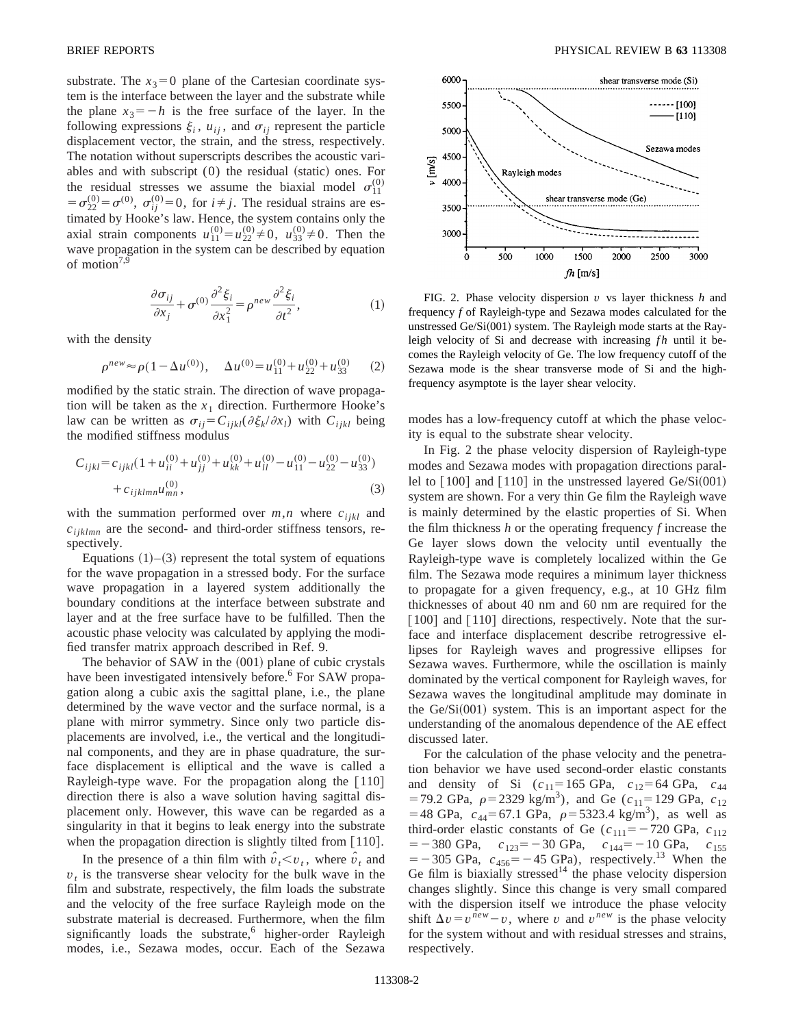substrate. The $x_3=0$ plane of the Cartesian coordinate system is the interface between the layer and the substrate while the plane $x_3=-h$ is the free surface of the layer. In the following expressions $\xi_i$, $u_{ij}$, and $\sigma_{ij}$ represent the particle displacement vector, the strain, and the stress, respectively. The notation without superscripts describes the acoustic variables and with subscript (0) the residual (static) ones. For the residual stresses we assume the biaxial model $\sigma_{11}^{(0)}=\sigma_{22}^{(0)}=\sigma^{(0)}$, $\sigma_{ij}^{(0)}=0$, for $i\neq j$. The residual strains are estimated by Hooke's law. Hence, the system contains only the axial strain components $u_{11}^{(0)}=u_{22}^{(0)}\neq 0$, $u_{33}^{(0)}\neq 0$. Then the wave propagation in the system can be described by equation of motion[7,9]

$$\frac{\partial \sigma_{ij}}{\partial x_j}+\sigma^{(0)}\frac{\partial^2 \xi_i}{\partial x_1^2}=\rho^{new}\frac{\partial^2 \xi_i}{\partial t^2}, \tag{1}$$

with the density

$$\rho^{new}\approx\rho(1-\Delta u^{(0)}), \quad \Delta u^{(0)}=u_{11}^{(0)}+u_{22}^{(0)}+u_{33}^{(0)} \tag{2}$$

modified by the static strain. The direction of wave propagation will be taken as the $x_1$ direction. Furthermore Hooke's law can be written as $\sigma_{ij}=C_{ijkl}(\partial\xi_k/\partial x_l)$ with $C_{ijkl}$ being the modified stiffness modulus

$$C_{ijkl}=c_{ijkl}(1+u_{ii}^{(0)}+u_{jj}^{(0)}+u_{kk}^{(0)}+u_{ll}^{(0)}-u_{11}^{(0)}-u_{22}^{(0)}-u_{33}^{(0)})+c_{ijklmn}u_{mn}^{(0)}, \tag{3}$$

with the summation performed over $m,n$ where $c_{ijkl}$ and $c_{ijklmn}$ are the second- and third-order stiffness tensors, respectively.

Equations (1)–(3) represent the total system of equations for the wave propagation in a stressed body. For the surface wave propagation in a layered system additionally the boundary conditions at the interface between substrate and layer and at the free surface have to be fulfilled. Then the acoustic phase velocity was calculated by applying the modified transfer matrix approach described in Ref. 9.

The behavior of SAW in the (001) plane of cubic crystals have been investigated intensively before.[6] For SAW propagation along a cubic axis the sagittal plane, i.e., the plane determined by the wave vector and the surface normal, is a plane with mirror symmetry. Since only two particle displacements are involved, i.e., the vertical and the longitudinal components, and they are in phase quadrature, the surface displacement is elliptical and the wave is called a Rayleigh-type wave. For the propagation along the [110] direction there is also a wave solution having sagittal displacement only. However, this wave can be regarded as a singularity in that it begins to leak energy into the substrate when the propagation direction is slightly tilted from [110].

In the presence of a thin film with $\hat{v}_t<v_t$, where $\hat{v}_t$ and $v_t$ is the transverse shear velocity for the bulk wave in the film and substrate, respectively, the film loads the substrate and the velocity of the free surface Rayleigh mode on the substrate material is decreased. Furthermore, when the film significantly loads the substrate,[6] higher-order Rayleigh modes, i.e., Sezawa modes, occur. Each of the Sezawa modes has a low-frequency cutoff at which the phase velocity is equal to the substrate shear velocity.

FIG. 2. Phase velocity dispersion $v$ vs layer thickness $h$ and frequency $f$ of Rayleigh-type and Sezawa modes calculated for the unstressed Ge/Si(001) system. The Rayleigh mode starts at the Rayleigh velocity of Si and decrease with increasing $fh$ until it becomes the Rayleigh velocity of Ge. The low frequency cutoff of the Sezawa mode is the shear transverse mode of Si and the high-frequency asymptote is the layer shear velocity.

In Fig. 2 the phase velocity dispersion of Rayleigh-type modes and Sezawa modes with propagation directions parallel to [100] and [110] in the unstressed layered Ge/Si(001) system are shown. For a very thin Ge film the Rayleigh wave is mainly determined by the elastic properties of Si. When the film thickness $h$ or the operating frequency $f$ increase the Ge layer slows down the velocity until eventually the Rayleigh-type wave is completely localized within the Ge film. The Sezawa mode requires a minimum layer thickness to propagate for a given frequency, e.g., at 10 GHz film thicknesses of about 40 nm and 60 nm are required for the [100] and [110] directions, respectively. Note that the surface and interface displacement describe retrogressive ellipses for Rayleigh waves and progressive ellipses for Sezawa waves. Furthermore, while the oscillation is mainly dominated by the vertical component for Rayleigh waves, for Sezawa waves the longitudinal amplitude may dominate in the Ge/Si(001) system. This is an important aspect for the understanding of the anomalous dependence of the AE effect discussed later.

For the calculation of the phase velocity and the penetration behavior we have used second-order elastic constants and density of Si ($c_{11}=165$ GPa, $c_{12}=64$ GPa, $c_{44}=79.2$ GPa, $\rho=2329$ kg/m$^3$), and Ge ($c_{11}=129$ GPa, $c_{12}=48$ GPa, $c_{44}=67.1$ GPa, $\rho=5323.4$ kg/m$^3$), as well as third-order elastic constants of Ge ($c_{111}=-720$ GPa, $c_{112}=-380$ GPa, $c_{123}=-30$ GPa, $c_{144}=-10$ GPa, $c_{155}=-305$ GPa, $c_{456}=-45$ GPa), respectively.[13] When the Ge film is biaxially stressed[14] the phase velocity dispersion changes slightly. Since this change is very small compared with the dispersion itself we introduce the phase velocity shift $\Delta v=v^{new}-v$, where $v$ and $v^{new}$ is the phase velocity for the system without and with residual stresses and strains, respectively.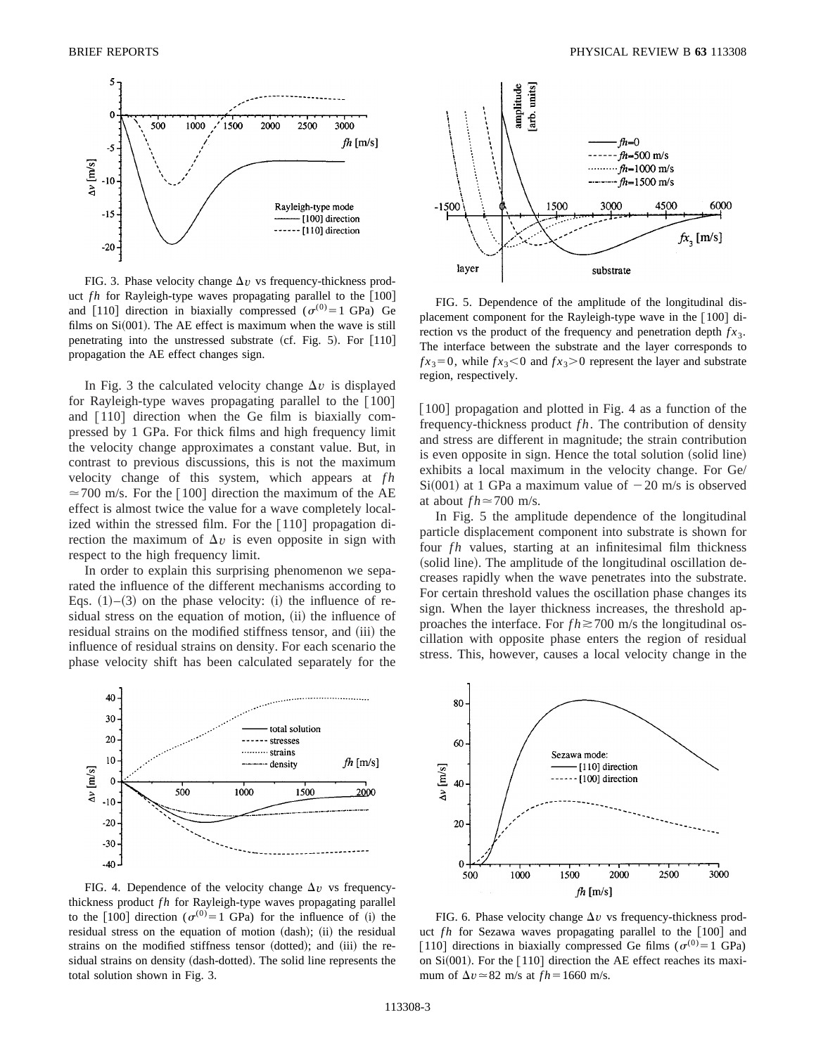FIG. 3. Phase velocity change $\Delta v$ vs frequency-thickness product $fh$ for Rayleigh-type waves propagating parallel to the [100] and [110] direction in biaxially compressed ($\sigma^{(0)}=1$ GPa) Ge films on Si(001). The AE effect is maximum when the wave is still penetrating into the unstressed substrate (cf. Fig. 5). For [110] propagation the AE effect changes sign.

In Fig. 3 the calculated velocity change $\Delta v$ is displayed for Rayleigh-type waves propagating parallel to the [100] and [110] direction when the Ge film is biaxially compressed by 1 GPa. For thick films and high frequency limit the velocity change approximates a constant value. But, in contrast to previous discussions, this is not the maximum velocity change of this system, which appears at $fh \simeq 700$ m/s. For the [100] direction the maximum of the AE effect is almost twice the value for a wave completely localized within the stressed film. For the [110] propagation direction the maximum of $\Delta v$ is even opposite in sign with respect to the high frequency limit.

In order to explain this surprising phenomenon we separated the influence of the different mechanisms according to Eqs. (1)–(3) on the phase velocity: (i) the influence of residual stress on the equation of motion, (ii) the influence of residual strains on the modified stiffness tensor, and (iii) the influence of residual strains on density. For each scenario the phase velocity shift has been calculated separately for the [100] propagation and plotted in Fig. 4 as a function of the frequency-thickness product $fh$. The contribution of density and stress are different in magnitude; the strain contribution is even opposite in sign. Hence the total solution (solid line) exhibits a local maximum in the velocity change. For Ge/Si(001) at 1 GPa a maximum value of $-20$ m/s is observed at about $fh \simeq 700$ m/s.

In Fig. 5 the amplitude dependence of the longitudinal particle displacement component into substrate is shown for four $fh$ values, starting at an infinitesimal film thickness (solid line). The amplitude of the longitudinal oscillation decreases rapidly when the wave penetrates into the substrate. For certain threshold values the oscillation phase changes its sign. When the layer thickness increases, the threshold approaches the interface. For $fh \gtrsim 700$ m/s the longitudinal oscillation with opposite phase enters the region of residual stress. This, however, causes a local velocity change in the

FIG. 4. Dependence of the velocity change $\Delta v$ vs frequency-thickness product $fh$ for Rayleigh-type waves propagating parallel to the [100] direction ($\sigma^{(0)}=1$ GPa) for the influence of (i) the residual stress on the equation of motion (dash); (ii) the residual strains on the modified stiffness tensor (dotted); and (iii) the residual strains on density (dash-dotted). The solid line represents the total solution shown in Fig. 3.

FIG. 5. Dependence of the amplitude of the longitudinal displacement component for the Rayleigh-type wave in the [100] direction vs the product of the frequency and penetration depth $fx_3$. The interface between the substrate and the layer corresponds to $fx_3=0$, while $fx_3<0$ and $fx_3>0$ represent the layer and substrate region, respectively.

FIG. 6. Phase velocity change $\Delta v$ vs frequency-thickness product $fh$ for Sezawa waves propagating parallel to the [100] and [110] directions in biaxially compressed Ge films ($\sigma^{(0)}=1$ GPa) on Si(001). For the [110] direction the AE effect reaches its maximum of $\Delta v \simeq 82$ m/s at $fh=1660$ m/s.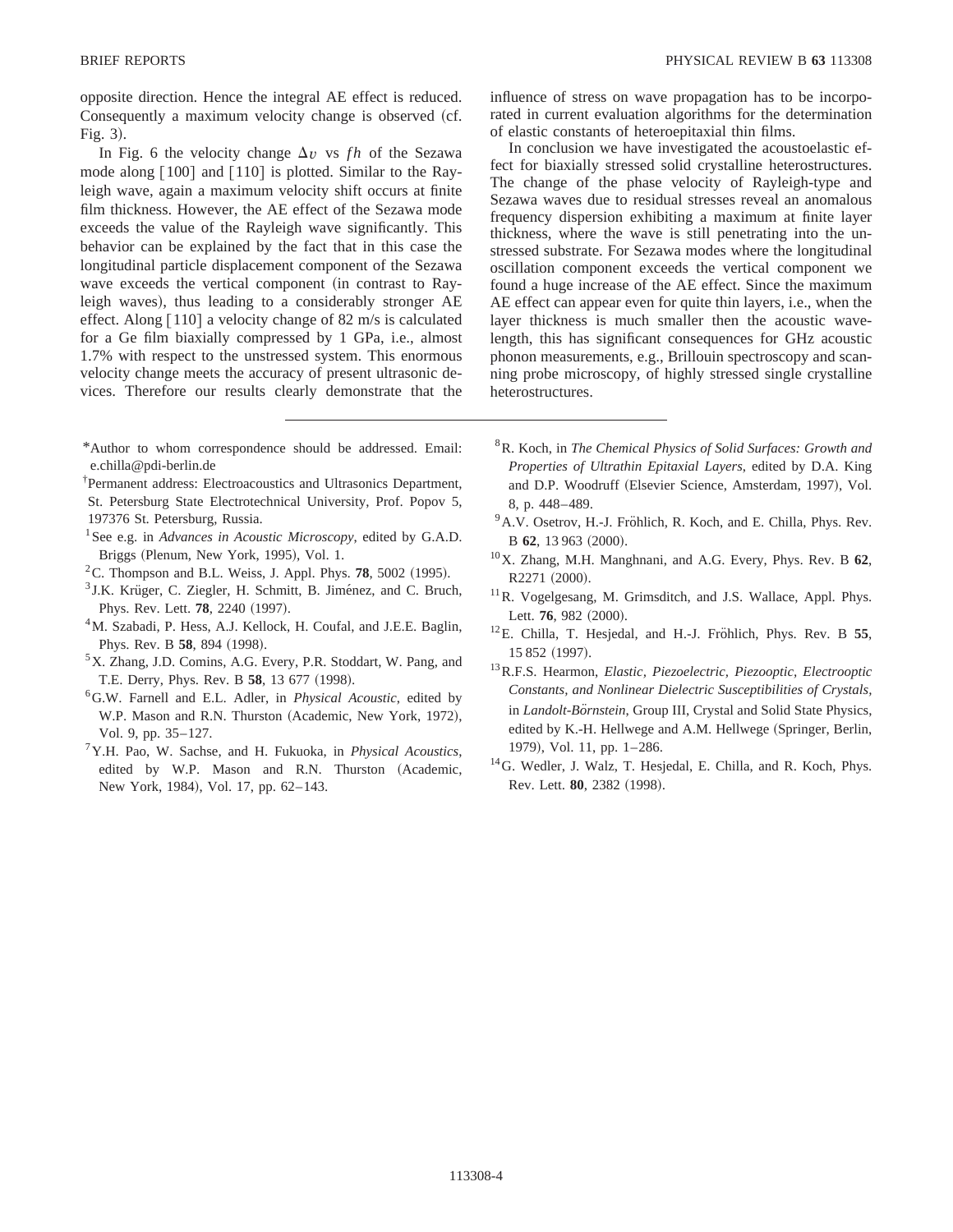opposite direction. Hence the integral AE effect is reduced. Consequently a maximum velocity change is observed (cf. Fig. 3).

In Fig. 6 the velocity change $\Delta v$ vs $fh$ of the Sezawa mode along [100] and [110] is plotted. Similar to the Rayleigh wave, again a maximum velocity shift occurs at finite film thickness. However, the AE effect of the Sezawa mode exceeds the value of the Rayleigh wave significantly. This behavior can be explained by the fact that in this case the longitudinal particle displacement component of the Sezawa wave exceeds the vertical component (in contrast to Rayleigh waves), thus leading to a considerably stronger AE effect. Along [110] a velocity change of 82 m/s is calculated for a Ge film biaxially compressed by 1 GPa, i.e., almost 1.7% with respect to the unstressed system. This enormous velocity change meets the accuracy of present ultrasonic devices. Therefore our results clearly demonstrate that the influence of stress on wave propagation has to be incorporated in current evaluation algorithms for the determination of elastic constants of heteroepitaxial thin films.

In conclusion we have investigated the acoustoelastic effect for biaxially stressed solid crystalline heterostructures. The change of the phase velocity of Rayleigh-type and Sezawa waves due to residual stresses reveal an anomalous frequency dispersion exhibiting a maximum at finite layer thickness, where the wave is still penetrating into the unstressed substrate. For Sezawa modes where the longitudinal oscillation component exceeds the vertical component we found a huge increase of the AE effect. Since the maximum AE effect can appear even for quite thin layers, i.e., when the layer thickness is much smaller then the acoustic wavelength, this has significant consequences for GHz acoustic phonon measurements, e.g., Brillouin spectroscopy and scanning probe microscopy, of highly stressed single crystalline heterostructures.

---

*Author to whom correspondence should be addressed. Email: e.chilla@pdi-berlin.de

†Permanent address: Electroacoustics and Ultrasonics Department, St. Petersburg State Electrotechnical University, Prof. Popov 5, 197376 St. Petersburg, Russia.

[1] See e.g. in *Advances in Acoustic Microscopy*, edited by G.A.D. Briggs (Plenum, New York, 1995), Vol. 1.

[2] C. Thompson and B.L. Weiss, J. Appl. Phys. **78**, 5002 (1995).

[3] J.K. Krüger, C. Ziegler, H. Schmitt, B. Jiménez, and C. Bruch, Phys. Rev. Lett. **78**, 2240 (1997).

[4] M. Szabadi, P. Hess, A.J. Kellock, H. Coufal, and J.E.E. Baglin, Phys. Rev. B **58**, 894 (1998).

[5] X. Zhang, J.D. Comins, A.G. Every, P.R. Stoddart, W. Pang, and T.E. Derry, Phys. Rev. B **58**, 13 677 (1998).

[6] G.W. Farnell and E.L. Adler, in *Physical Acoustic*, edited by W.P. Mason and R.N. Thurston (Academic, New York, 1972), Vol. 9, pp. 35–127.

[7] Y.H. Pao, W. Sachse, and H. Fukuoka, in *Physical Acoustics*, edited by W.P. Mason and R.N. Thurston (Academic, New York, 1984), Vol. 17, pp. 62–143.

[8] R. Koch, in *The Chemical Physics of Solid Surfaces: Growth and Properties of Ultrathin Epitaxial Layers*, edited by D.A. King and D.P. Woodruff (Elsevier Science, Amsterdam, 1997), Vol. 8, p. 448–489.

[9] A.V. Osetrov, H.-J. Fröhlich, R. Koch, and E. Chilla, Phys. Rev. B **62**, 13 963 (2000).

[10] X. Zhang, M.H. Manghnani, and A.G. Every, Phys. Rev. B **62**, R2271 (2000).

[11] R. Vogelgesang, M. Grimsditch, and J.S. Wallace, Appl. Phys. Lett. **76**, 982 (2000).

[12] E. Chilla, T. Hesjedal, and H.-J. Fröhlich, Phys. Rev. B **55**, 15 852 (1997).

[13] R.F.S. Hearmon, *Elastic, Piezoelectric, Piezooptic, Electrooptic Constants, and Nonlinear Dielectric Susceptibilities of Crystals*, in *Landolt-Börnstein*, Group III, Crystal and Solid State Physics, edited by K.-H. Hellwege and A.M. Hellwege (Springer, Berlin, 1979), Vol. 11, pp. 1–286.

[14] G. Wedler, J. Walz, T. Hesjedal, E. Chilla, and R. Koch, Phys. Rev. Lett. **80**, 2382 (1998).